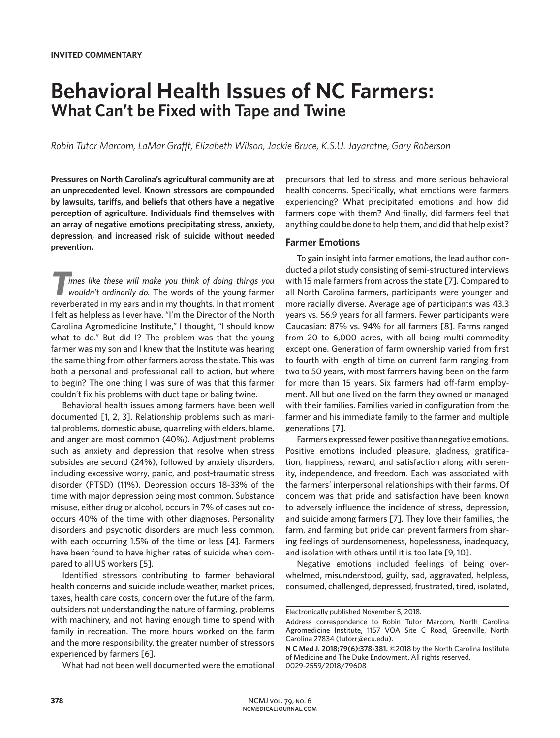**INVITED COMMENTARY**

# Behavioral Health Issues of NC Farmers:
## What Can't be Fixed with Tape and Twine

*Robin Tutor Marcom, LaMar Grafft, Elizabeth Wilson, Jackie Bruce, K.S.U. Jayaratne, Gary Roberson*

**Pressures on North Carolina's agricultural community are at an unprecedented level. Known stressors are compounded by lawsuits, tariffs, and beliefs that others have a negative perception of agriculture. Individuals find themselves with an array of negative emotions precipitating stress, anxiety, depression, and increased risk of suicide without needed prevention.**

*Times like these will make you think of doing things you wouldn't ordinarily do.* The words of the young farmer reverberated in my ears and in my thoughts. In that moment I felt as helpless as I ever have. "I'm the Director of the North Carolina Agromedicine Institute," I thought, "I should know what to do." But did I? The problem was that the young farmer was my son and I knew that the Institute was hearing the same thing from other farmers across the state. This was both a personal and professional call to action, but where to begin? The one thing I was sure of was that this farmer couldn't fix his problems with duct tape or baling twine.

Behavioral health issues among farmers have been well documented [1, 2, 3]. Relationship problems such as marital problems, domestic abuse, quarreling with elders, blame, and anger are most common (40%). Adjustment problems such as anxiety and depression that resolve when stress subsides are second (24%), followed by anxiety disorders, including excessive worry, panic, and post-traumatic stress disorder (PTSD) (11%). Depression occurs 18-33% of the time with major depression being most common. Substance misuse, either drug or alcohol, occurs in 7% of cases but co-occurs 40% of the time with other diagnoses. Personality disorders and psychotic disorders are much less common, with each occurring 1.5% of the time or less [4]. Farmers have been found to have higher rates of suicide when compared to all US workers [5].

Identified stressors contributing to farmer behavioral health concerns and suicide include weather, market prices, taxes, health care costs, concern over the future of the farm, outsiders not understanding the nature of farming, problems with machinery, and not having enough time to spend with family in recreation. The more hours worked on the farm and the more responsibility, the greater number of stressors experienced by farmers [6].

What had not been well documented were the emotional precursors that led to stress and more serious behavioral health concerns. Specifically, what emotions were farmers experiencing? What precipitated emotions and how did farmers cope with them? And finally, did farmers feel that anything could be done to help them, and did that help exist?

### Farmer Emotions

To gain insight into farmer emotions, the lead author conducted a pilot study consisting of semi-structured interviews with 15 male farmers from across the state [7]. Compared to all North Carolina farmers, participants were younger and more racially diverse. Average age of participants was 43.3 years vs. 56.9 years for all farmers. Fewer participants were Caucasian: 87% vs. 94% for all farmers [8]. Farms ranged from 20 to 6,000 acres, with all being multi-commodity except one. Generation of farm ownership varied from first to fourth with length of time on current farm ranging from two to 50 years, with most farmers having been on the farm for more than 15 years. Six farmers had off-farm employment. All but one lived on the farm they owned or managed with their families. Families varied in configuration from the farmer and his immediate family to the farmer and multiple generations [7].

Farmers expressed fewer positive than negative emotions. Positive emotions included pleasure, gladness, gratification, happiness, reward, and satisfaction along with serenity, independence, and freedom. Each was associated with the farmers' interpersonal relationships with their farms. Of concern was that pride and satisfaction have been known to adversely influence the incidence of stress, depression, and suicide among farmers [7]. They love their families, the farm, and farming but pride can prevent farmers from sharing feelings of burdensomeness, hopelessness, inadequacy, and isolation with others until it is too late [9, 10].

Negative emotions included feelings of being overwhelmed, misunderstood, guilty, sad, aggravated, helpless, consumed, challenged, depressed, frustrated, tired, isolated,

---

Electronically published November 5, 2018.

Address correspondence to Robin Tutor Marcom, North Carolina Agromedicine Institute, 1157 VOA Site C Road, Greenville, North Carolina 27834 (tutorr@ecu.edu).

**N C Med J. 2018;79(6):378-381.** ©2018 by the North Carolina Institute of Medicine and The Duke Endowment. All rights reserved. 0029-2559/2018/79608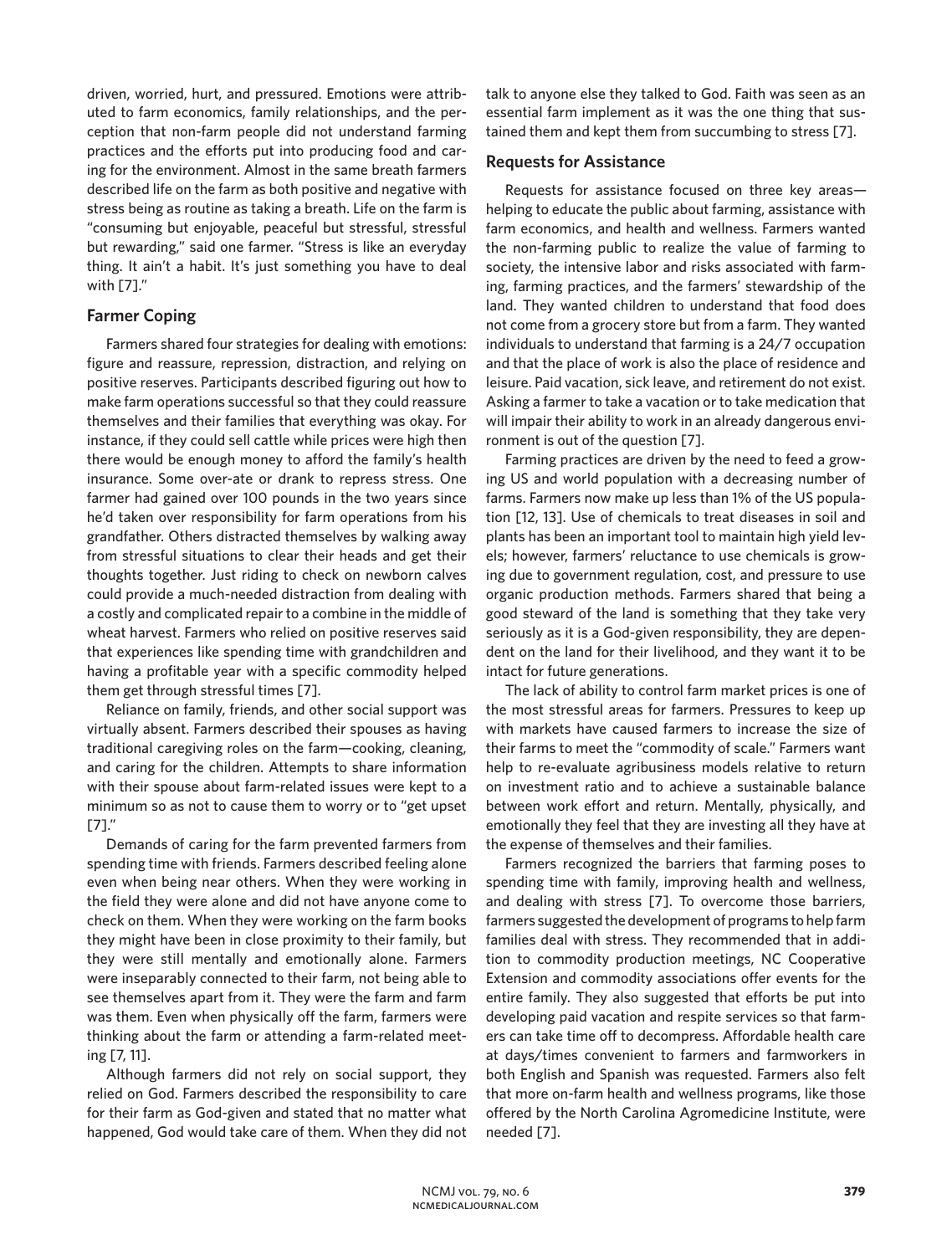driven, worried, hurt, and pressured. Emotions were attributed to farm economics, family relationships, and the perception that non-farm people did not understand farming practices and the efforts put into producing food and caring for the environment. Almost in the same breath farmers described life on the farm as both positive and negative with stress being as routine as taking a breath. Life on the farm is "consuming but enjoyable, peaceful but stressful, stressful but rewarding," said one farmer. "Stress is like an everyday thing. It ain't a habit. It's just something you have to deal with [7]."

## Farmer Coping

Farmers shared four strategies for dealing with emotions: figure and reassure, repression, distraction, and relying on positive reserves. Participants described figuring out how to make farm operations successful so that they could reassure themselves and their families that everything was okay. For instance, if they could sell cattle while prices were high then there would be enough money to afford the family's health insurance. Some over-ate or drank to repress stress. One farmer had gained over 100 pounds in the two years since he'd taken over responsibility for farm operations from his grandfather. Others distracted themselves by walking away from stressful situations to clear their heads and get their thoughts together. Just riding to check on newborn calves could provide a much-needed distraction from dealing with a costly and complicated repair to a combine in the middle of wheat harvest. Farmers who relied on positive reserves said that experiences like spending time with grandchildren and having a profitable year with a specific commodity helped them get through stressful times [7].

Reliance on family, friends, and other social support was virtually absent. Farmers described their spouses as having traditional caregiving roles on the farm—cooking, cleaning, and caring for the children. Attempts to share information with their spouse about farm-related issues were kept to a minimum so as not to cause them to worry or to "get upset [7]."

Demands of caring for the farm prevented farmers from spending time with friends. Farmers described feeling alone even when being near others. When they were working in the field they were alone and did not have anyone come to check on them. When they were working on the farm books they might have been in close proximity to their family, but they were still mentally and emotionally alone. Farmers were inseparably connected to their farm, not being able to see themselves apart from it. They were the farm and farm was them. Even when physically off the farm, farmers were thinking about the farm or attending a farm-related meeting [7, 11].

Although farmers did not rely on social support, they relied on God. Farmers described the responsibility to care for their farm as God-given and stated that no matter what happened, God would take care of them. When they did not talk to anyone else they talked to God. Faith was seen as an essential farm implement as it was the one thing that sustained them and kept them from succumbing to stress [7].

## Requests for Assistance

Requests for assistance focused on three key areas—helping to educate the public about farming, assistance with farm economics, and health and wellness. Farmers wanted the non-farming public to realize the value of farming to society, the intensive labor and risks associated with farming, farming practices, and the farmers' stewardship of the land. They wanted children to understand that food does not come from a grocery store but from a farm. They wanted individuals to understand that farming is a 24/7 occupation and that the place of work is also the place of residence and leisure. Paid vacation, sick leave, and retirement do not exist. Asking a farmer to take a vacation or to take medication that will impair their ability to work in an already dangerous environment is out of the question [7].

Farming practices are driven by the need to feed a growing US and world population with a decreasing number of farms. Farmers now make up less than 1% of the US population [12, 13]. Use of chemicals to treat diseases in soil and plants has been an important tool to maintain high yield levels; however, farmers' reluctance to use chemicals is growing due to government regulation, cost, and pressure to use organic production methods. Farmers shared that being a good steward of the land is something that they take very seriously as it is a God-given responsibility, they are dependent on the land for their livelihood, and they want it to be intact for future generations.

The lack of ability to control farm market prices is one of the most stressful areas for farmers. Pressures to keep up with markets have caused farmers to increase the size of their farms to meet the "commodity of scale." Farmers want help to re-evaluate agribusiness models relative to return on investment ratio and to achieve a sustainable balance between work effort and return. Mentally, physically, and emotionally they feel that they are investing all they have at the expense of themselves and their families.

Farmers recognized the barriers that farming poses to spending time with family, improving health and wellness, and dealing with stress [7]. To overcome those barriers, farmers suggested the development of programs to help farm families deal with stress. They recommended that in addition to commodity production meetings, NC Cooperative Extension and commodity associations offer events for the entire family. They also suggested that efforts be put into developing paid vacation and respite services so that farmers can take time off to decompress. Affordable health care at days/times convenient to farmers and farmworkers in both English and Spanish was requested. Farmers also felt that more on-farm health and wellness programs, like those offered by the North Carolina Agromedicine Institute, were needed [7].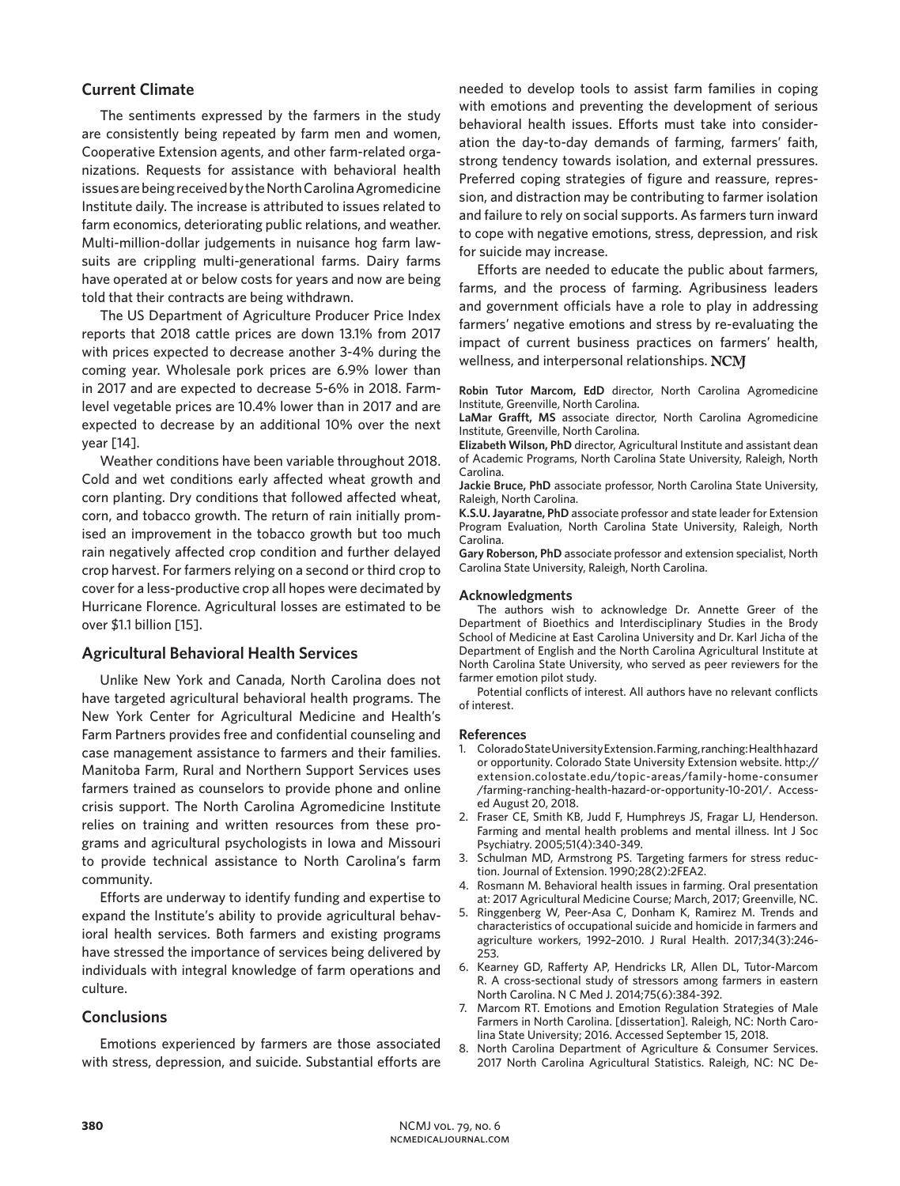## Current Climate

The sentiments expressed by the farmers in the study are consistently being repeated by farm men and women, Cooperative Extension agents, and other farm-related organizations. Requests for assistance with behavioral health issues are being received by the North Carolina Agromedicine Institute daily. The increase is attributed to issues related to farm economics, deteriorating public relations, and weather. Multi-million-dollar judgements in nuisance hog farm lawsuits are crippling multi-generational farms. Dairy farms have operated at or below costs for years and now are being told that their contracts are being withdrawn.

The US Department of Agriculture Producer Price Index reports that 2018 cattle prices are down 13.1% from 2017 with prices expected to decrease another 3-4% during the coming year. Wholesale pork prices are 6.9% lower than in 2017 and are expected to decrease 5-6% in 2018. Farm-level vegetable prices are 10.4% lower than in 2017 and are expected to decrease by an additional 10% over the next year [14].

Weather conditions have been variable throughout 2018. Cold and wet conditions early affected wheat growth and corn planting. Dry conditions that followed affected wheat, corn, and tobacco growth. The return of rain initially promised an improvement in the tobacco growth but too much rain negatively affected crop condition and further delayed crop harvest. For farmers relying on a second or third crop to cover for a less-productive crop all hopes were decimated by Hurricane Florence. Agricultural losses are estimated to be over $1.1 billion [15].

## Agricultural Behavioral Health Services

Unlike New York and Canada, North Carolina does not have targeted agricultural behavioral health programs. The New York Center for Agricultural Medicine and Health's Farm Partners provides free and confidential counseling and case management assistance to farmers and their families. Manitoba Farm, Rural and Northern Support Services uses farmers trained as counselors to provide phone and online crisis support. The North Carolina Agromedicine Institute relies on training and written resources from these programs and agricultural psychologists in Iowa and Missouri to provide technical assistance to North Carolina's farm community.

Efforts are underway to identify funding and expertise to expand the Institute's ability to provide agricultural behavioral health services. Both farmers and existing programs have stressed the importance of services being delivered by individuals with integral knowledge of farm operations and culture.

## Conclusions

Emotions experienced by farmers are those associated with stress, depression, and suicide. Substantial efforts are needed to develop tools to assist farm families in coping with emotions and preventing the development of serious behavioral health issues. Efforts must take into consideration the day-to-day demands of farming, farmers' faith, strong tendency towards isolation, and external pressures. Preferred coping strategies of figure and reassure, repression, and distraction may be contributing to farmer isolation and failure to rely on social supports. As farmers turn inward to cope with negative emotions, stress, depression, and risk for suicide may increase.

Efforts are needed to educate the public about farmers, farms, and the process of farming. Agribusiness leaders and government officials have a role to play in addressing farmers' negative emotions and stress by re-evaluating the impact of current business practices on farmers' health, wellness, and interpersonal relationships. NCMJ

**Robin Tutor Marcom, EdD** director, North Carolina Agromedicine Institute, Greenville, North Carolina.

**LaMar Grafft, MS** associate director, North Carolina Agromedicine Institute, Greenville, North Carolina.

**Elizabeth Wilson, PhD** director, Agricultural Institute and assistant dean of Academic Programs, North Carolina State University, Raleigh, North Carolina.

**Jackie Bruce, PhD** associate professor, North Carolina State University, Raleigh, North Carolina.

**K.S.U. Jayaratne, PhD** associate professor and state leader for Extension Program Evaluation, North Carolina State University, Raleigh, North Carolina.

**Gary Roberson, PhD** associate professor and extension specialist, North Carolina State University, Raleigh, North Carolina.

### Acknowledgments

The authors wish to acknowledge Dr. Annette Greer of the Department of Bioethics and Interdisciplinary Studies in the Brody School of Medicine at East Carolina University and Dr. Karl Jicha of the Department of English and the North Carolina Agricultural Institute at North Carolina State University, who served as peer reviewers for the farmer emotion pilot study.

Potential conflicts of interest. All authors have no relevant conflicts of interest.

### References

1. Colorado State University Extension. Farming, ranching: Health hazard or opportunity. Colorado State University Extension website. http://extension.colostate.edu/topic-areas/family-home-consumer/farming-ranching-health-hazard-or-opportunity-10-201/. Accessed August 20, 2018.
2. Fraser CE, Smith KB, Judd F, Humphreys JS, Fragar LJ, Henderson. Farming and mental health problems and mental illness. Int J Soc Psychiatry. 2005;51(4):340-349.
3. Schulman MD, Armstrong PS. Targeting farmers for stress reduction. Journal of Extension. 1990;28(2):2FEA2.
4. Rosmann M. Behavioral health issues in farming. Oral presentation at: 2017 Agricultural Medicine Course; March, 2017; Greenville, NC.
5. Ringgenberg W, Peer-Asa C, Donham K, Ramirez M. Trends and characteristics of occupational suicide and homicide in farmers and agriculture workers, 1992–2010. J Rural Health. 2017;34(3):246-253.
6. Kearney GD, Rafferty AP, Hendricks LR, Allen DL, Tutor-Marcom R. A cross-sectional study of stressors among farmers in eastern North Carolina. N C Med J. 2014;75(6):384-392.
7. Marcom RT. Emotions and Emotion Regulation Strategies of Male Farmers in North Carolina. [dissertation]. Raleigh, NC: North Carolina State University; 2016. Accessed September 15, 2018.
8. North Carolina Department of Agriculture & Consumer Services. 2017 North Carolina Agricultural Statistics. Raleigh, NC: NC De-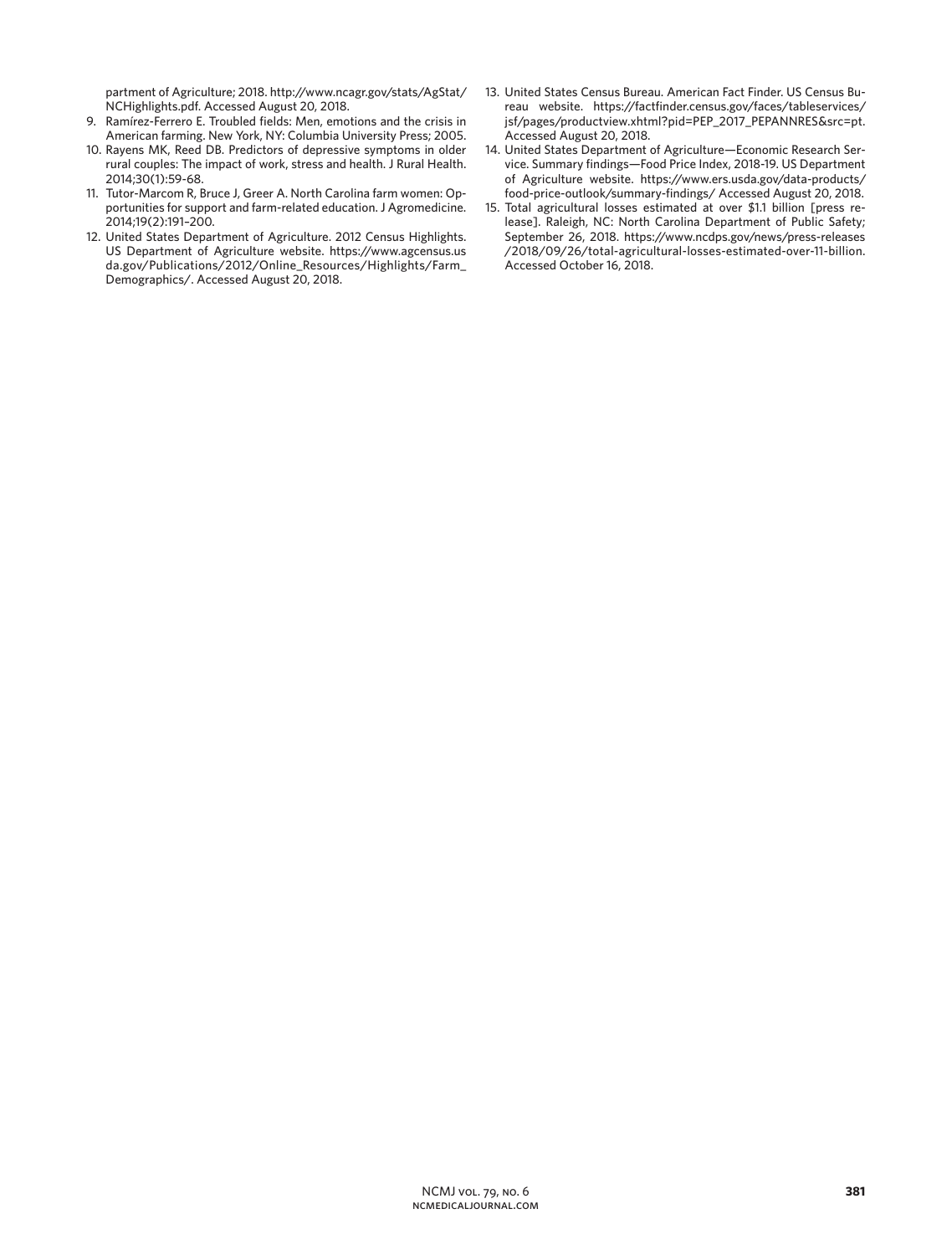partment of Agriculture; 2018. http://www.ncagr.gov/stats/AgStat/NCHighlights.pdf. Accessed August 20, 2018.

9. Ramírez-Ferrero E. Troubled fields: Men, emotions and the crisis in American farming. New York, NY: Columbia University Press; 2005.
10. Rayens MK, Reed DB. Predictors of depressive symptoms in older rural couples: The impact of work, stress and health. J Rural Health. 2014;30(1):59-68.
11. Tutor-Marcom R, Bruce J, Greer A. North Carolina farm women: Opportunities for support and farm-related education. J Agromedicine. 2014;19(2):191–200.
12. United States Department of Agriculture. 2012 Census Highlights. US Department of Agriculture website. https://www.agcensus.usda.gov/Publications/2012/Online_Resources/Highlights/Farm_Demographics/. Accessed August 20, 2018.
13. United States Census Bureau. American Fact Finder. US Census Bureau website. https://factfinder.census.gov/faces/tableservices/jsf/pages/productview.xhtml?pid=PEP_2017_PEPANNRES&src=pt. Accessed August 20, 2018.
14. United States Department of Agriculture—Economic Research Service. Summary findings—Food Price Index, 2018-19. US Department of Agriculture website. https://www.ers.usda.gov/data-products/food-price-outlook/summary-findings/ Accessed August 20, 2018.
15. Total agricultural losses estimated at over $1.1 billion [press release]. Raleigh, NC: North Carolina Department of Public Safety; September 26, 2018. https://www.ncdps.gov/news/press-releases/2018/09/26/total-agricultural-losses-estimated-over-11-billion. Accessed October 16, 2018.